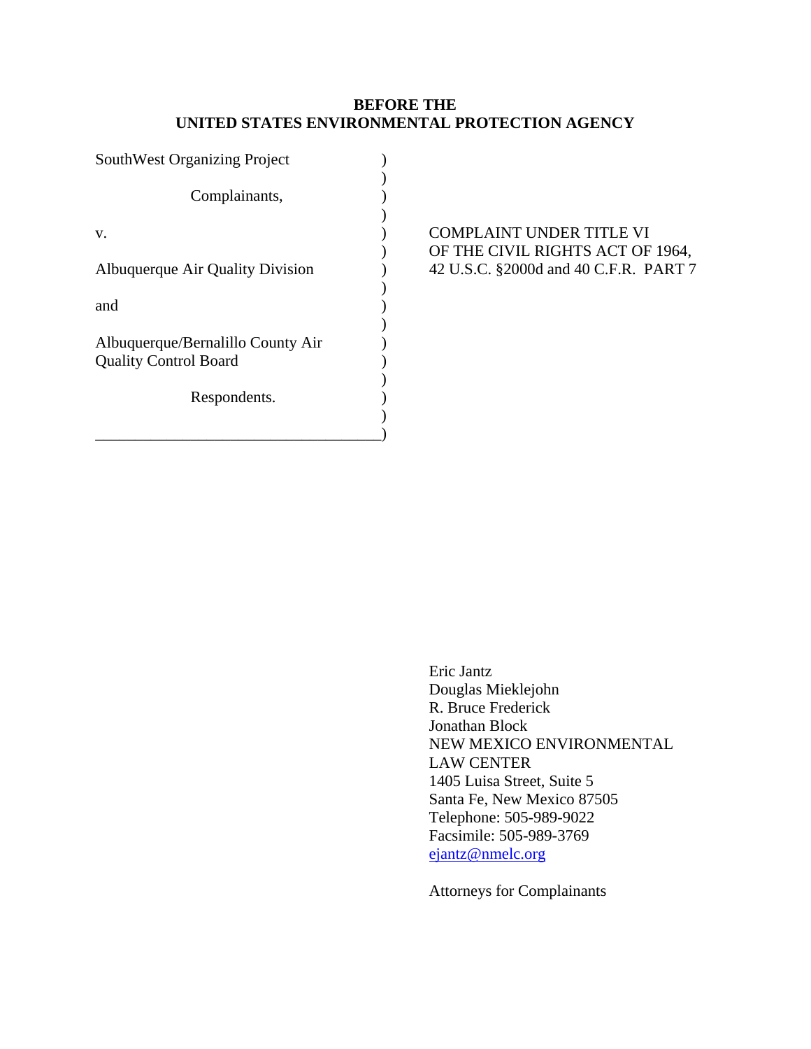**BEFORE THE**
**UNITED STATES ENVIRONMENTAL PROTECTION AGENCY**

SouthWest Organizing Project

Complainants,

v.

Albuquerque Air Quality Division

and

Albuquerque/Bernalillo County Air Quality Control Board

Respondents.

COMPLAINT UNDER TITLE VI OF THE CIVIL RIGHTS ACT OF 1964, 42 U.S.C. §2000d and 40 C.F.R. PART 7

Eric Jantz
Douglas Mieklejohn
R. Bruce Frederick
Jonathan Block
NEW MEXICO ENVIRONMENTAL LAW CENTER
1405 Luisa Street, Suite 5
Santa Fe, New Mexico 87505
Telephone: 505-989-9022
Facsimile: 505-989-3769
ejantz@nmelc.org

Attorneys for Complainants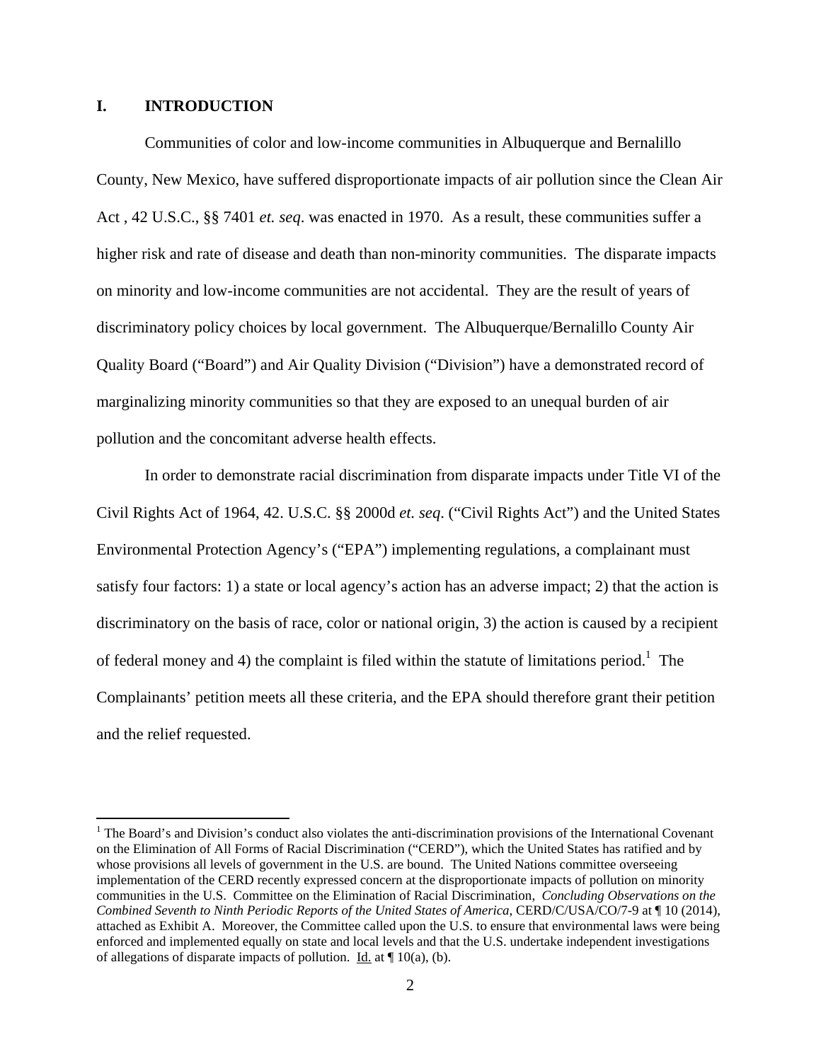## I. INTRODUCTION

Communities of color and low-income communities in Albuquerque and Bernalillo County, New Mexico, have suffered disproportionate impacts of air pollution since the Clean Air Act , 42 U.S.C., §§ 7401 *et. seq*. was enacted in 1970. As a result, these communities suffer a higher risk and rate of disease and death than non-minority communities. The disparate impacts on minority and low-income communities are not accidental. They are the result of years of discriminatory policy choices by local government. The Albuquerque/Bernalillo County Air Quality Board ("Board") and Air Quality Division ("Division") have a demonstrated record of marginalizing minority communities so that they are exposed to an unequal burden of air pollution and the concomitant adverse health effects.

In order to demonstrate racial discrimination from disparate impacts under Title VI of the Civil Rights Act of 1964, 42. U.S.C. §§ 2000d *et. seq*. ("Civil Rights Act") and the United States Environmental Protection Agency's ("EPA") implementing regulations, a complainant must satisfy four factors: 1) a state or local agency's action has an adverse impact; 2) that the action is discriminatory on the basis of race, color or national origin, 3) the action is caused by a recipient of federal money and 4) the complaint is filed within the statute of limitations period.[1] The Complainants' petition meets all these criteria, and the EPA should therefore grant their petition and the relief requested.

---

[1] The Board's and Division's conduct also violates the anti-discrimination provisions of the International Covenant on the Elimination of All Forms of Racial Discrimination ("CERD"), which the United States has ratified and by whose provisions all levels of government in the U.S. are bound. The United Nations committee overseeing implementation of the CERD recently expressed concern at the disproportionate impacts of pollution on minority communities in the U.S. Committee on the Elimination of Racial Discrimination, *Concluding Observations on the Combined Seventh to Ninth Periodic Reports of the United States of America*, CERD/C/USA/CO/7-9 at ¶ 10 (2014), attached as Exhibit A. Moreover, the Committee called upon the U.S. to ensure that environmental laws were being enforced and implemented equally on state and local levels and that the U.S. undertake independent investigations of allegations of disparate impacts of pollution. Id. at ¶ 10(a), (b).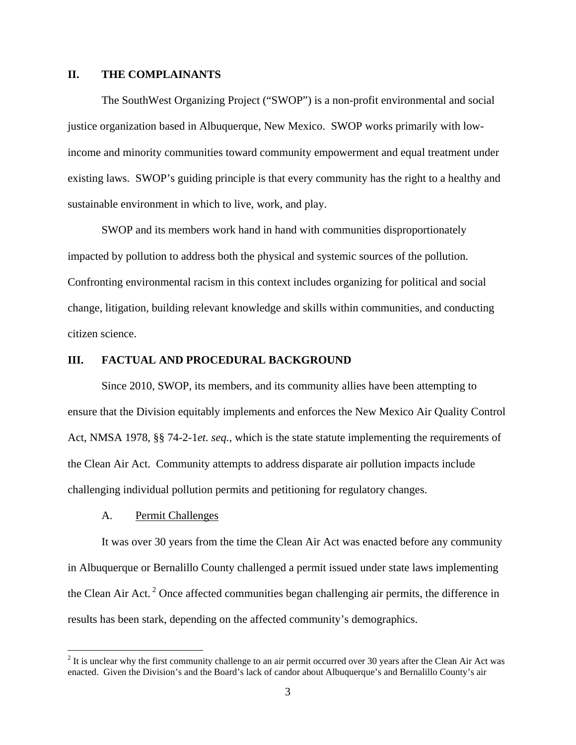## II. THE COMPLAINANTS

The SouthWest Organizing Project ("SWOP") is a non-profit environmental and social justice organization based in Albuquerque, New Mexico. SWOP works primarily with low-income and minority communities toward community empowerment and equal treatment under existing laws. SWOP's guiding principle is that every community has the right to a healthy and sustainable environment in which to live, work, and play.

SWOP and its members work hand in hand with communities disproportionately impacted by pollution to address both the physical and systemic sources of the pollution. Confronting environmental racism in this context includes organizing for political and social change, litigation, building relevant knowledge and skills within communities, and conducting citizen science.

## III. FACTUAL AND PROCEDURAL BACKGROUND

Since 2010, SWOP, its members, and its community allies have been attempting to ensure that the Division equitably implements and enforces the New Mexico Air Quality Control Act, NMSA 1978, §§ 74-2-1*et. seq.*, which is the state statute implementing the requirements of the Clean Air Act. Community attempts to address disparate air pollution impacts include challenging individual pollution permits and petitioning for regulatory changes.

### A. Permit Challenges

It was over 30 years from the time the Clean Air Act was enacted before any community in Albuquerque or Bernalillo County challenged a permit issued under state laws implementing the Clean Air Act.[2] Once affected communities began challenging air permits, the difference in results has been stark, depending on the affected community's demographics.

[2] It is unclear why the first community challenge to an air permit occurred over 30 years after the Clean Air Act was enacted. Given the Division's and the Board's lack of candor about Albuquerque's and Bernalillo County's air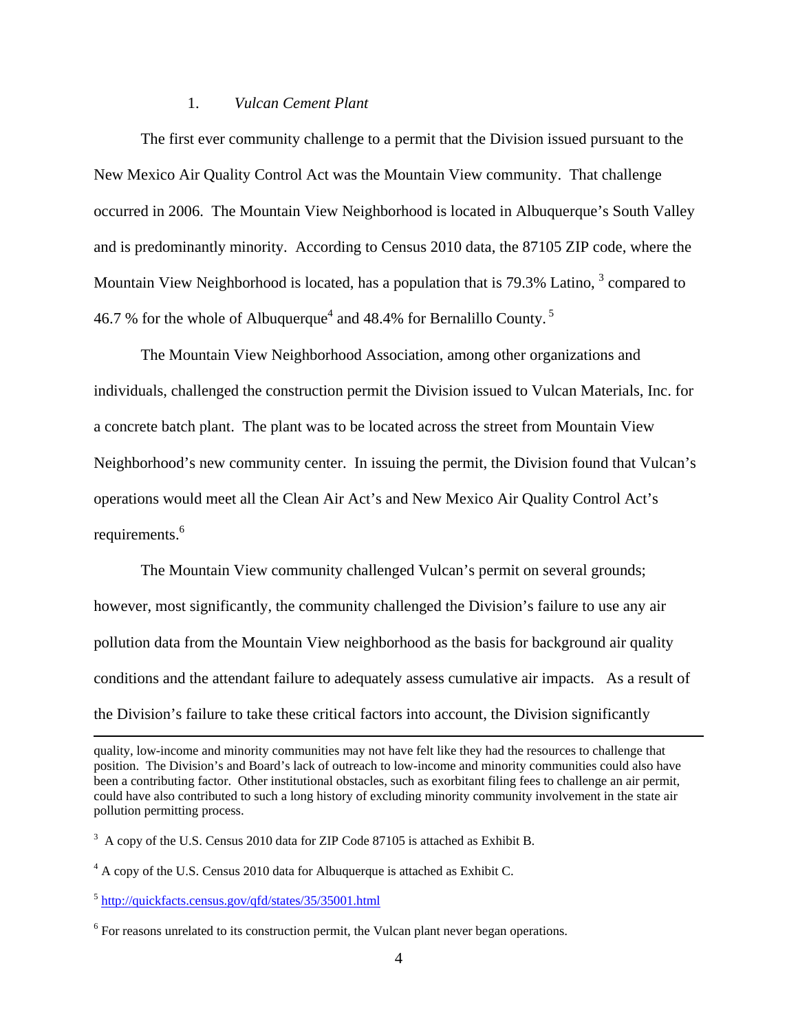1. *Vulcan Cement Plant*

The first ever community challenge to a permit that the Division issued pursuant to the New Mexico Air Quality Control Act was the Mountain View community. That challenge occurred in 2006. The Mountain View Neighborhood is located in Albuquerque's South Valley and is predominantly minority. According to Census 2010 data, the 87105 ZIP code, where the Mountain View Neighborhood is located, has a population that is 79.3% Latino, [3] compared to 46.7 % for the whole of Albuquerque[4] and 48.4% for Bernalillo County. [5]

The Mountain View Neighborhood Association, among other organizations and individuals, challenged the construction permit the Division issued to Vulcan Materials, Inc. for a concrete batch plant. The plant was to be located across the street from Mountain View Neighborhood's new community center. In issuing the permit, the Division found that Vulcan's operations would meet all the Clean Air Act's and New Mexico Air Quality Control Act's requirements.[6]

The Mountain View community challenged Vulcan's permit on several grounds; however, most significantly, the community challenged the Division's failure to use any air pollution data from the Mountain View neighborhood as the basis for background air quality conditions and the attendant failure to adequately assess cumulative air impacts. As a result of the Division's failure to take these critical factors into account, the Division significantly

---

quality, low-income and minority communities may not have felt like they had the resources to challenge that position. The Division's and Board's lack of outreach to low-income and minority communities could also have been a contributing factor. Other institutional obstacles, such as exorbitant filing fees to challenge an air permit, could have also contributed to such a long history of excluding minority community involvement in the state air pollution permitting process.

[3] A copy of the U.S. Census 2010 data for ZIP Code 87105 is attached as Exhibit B.

[4] A copy of the U.S. Census 2010 data for Albuquerque is attached as Exhibit C.

[5] http://quickfacts.census.gov/qfd/states/35/35001.html

[6] For reasons unrelated to its construction permit, the Vulcan plant never began operations.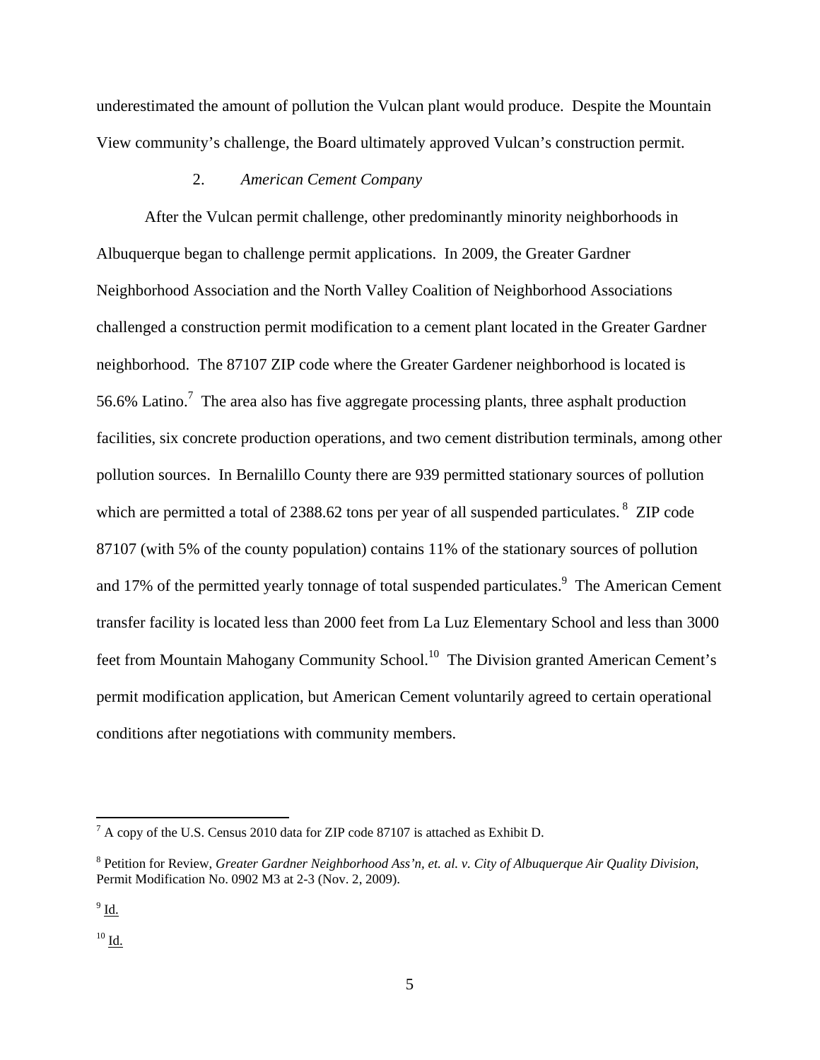underestimated the amount of pollution the Vulcan plant would produce. Despite the Mountain View community's challenge, the Board ultimately approved Vulcan's construction permit.

### 2. *American Cement Company*

After the Vulcan permit challenge, other predominantly minority neighborhoods in Albuquerque began to challenge permit applications. In 2009, the Greater Gardner Neighborhood Association and the North Valley Coalition of Neighborhood Associations challenged a construction permit modification to a cement plant located in the Greater Gardner neighborhood. The 87107 ZIP code where the Greater Gardener neighborhood is located is 56.6% Latino.[7] The area also has five aggregate processing plants, three asphalt production facilities, six concrete production operations, and two cement distribution terminals, among other pollution sources. In Bernalillo County there are 939 permitted stationary sources of pollution which are permitted a total of 2388.62 tons per year of all suspended particulates.[8] ZIP code 87107 (with 5% of the county population) contains 11% of the stationary sources of pollution and 17% of the permitted yearly tonnage of total suspended particulates.[9] The American Cement transfer facility is located less than 2000 feet from La Luz Elementary School and less than 3000 feet from Mountain Mahogany Community School.[10] The Division granted American Cement's permit modification application, but American Cement voluntarily agreed to certain operational conditions after negotiations with community members.

---

[7] A copy of the U.S. Census 2010 data for ZIP code 87107 is attached as Exhibit D.

[8] Petition for Review, *Greater Gardner Neighborhood Ass'n, et. al. v. City of Albuquerque Air Quality Division*, Permit Modification No. 0902 M3 at 2-3 (Nov. 2, 2009).

[9] Id.

[10] Id.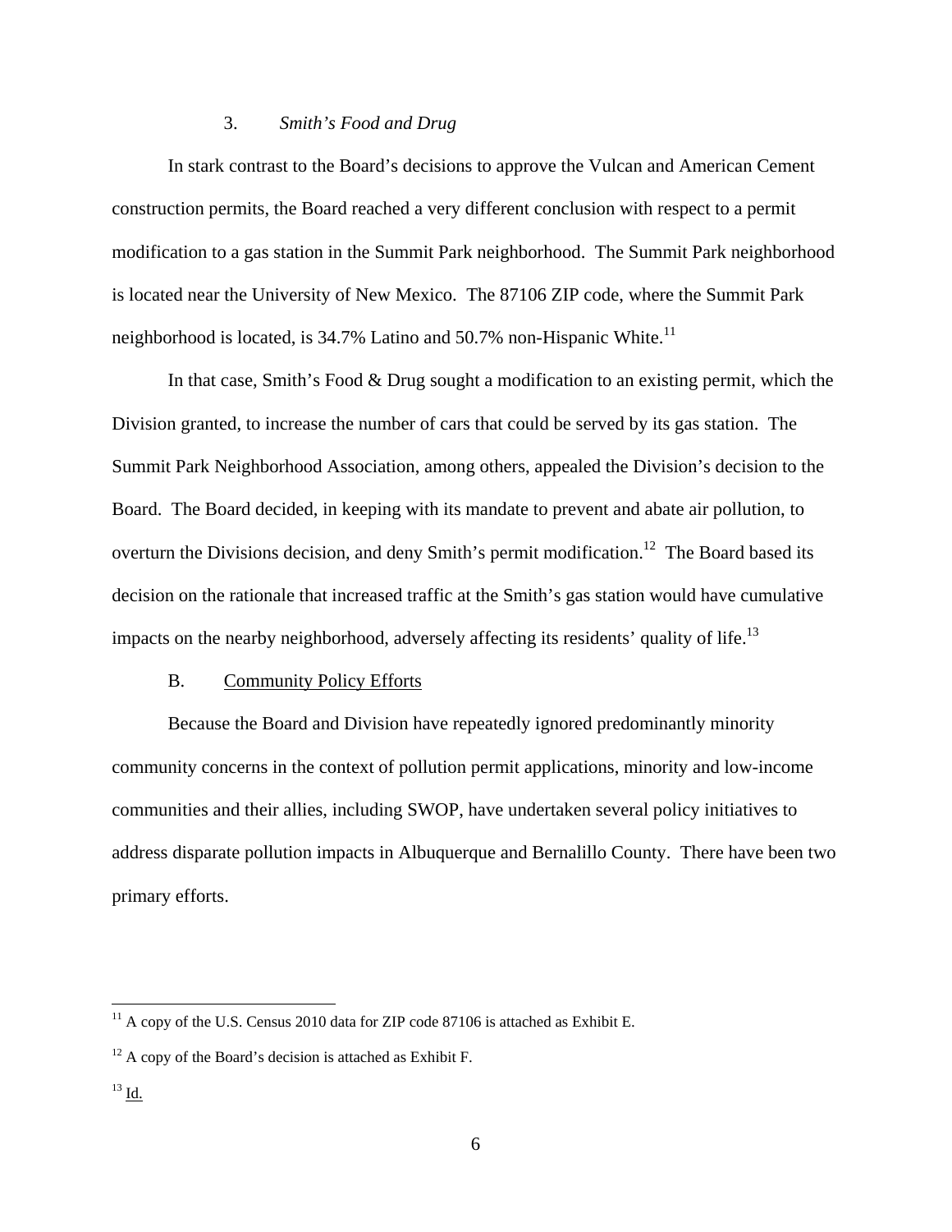### 3. *Smith's Food and Drug*

In stark contrast to the Board's decisions to approve the Vulcan and American Cement construction permits, the Board reached a very different conclusion with respect to a permit modification to a gas station in the Summit Park neighborhood. The Summit Park neighborhood is located near the University of New Mexico. The 87106 ZIP code, where the Summit Park neighborhood is located, is 34.7% Latino and 50.7% non-Hispanic White.[11]

In that case, Smith's Food & Drug sought a modification to an existing permit, which the Division granted, to increase the number of cars that could be served by its gas station. The Summit Park Neighborhood Association, among others, appealed the Division's decision to the Board. The Board decided, in keeping with its mandate to prevent and abate air pollution, to overturn the Divisions decision, and deny Smith's permit modification.[12] The Board based its decision on the rationale that increased traffic at the Smith's gas station would have cumulative impacts on the nearby neighborhood, adversely affecting its residents' quality of life.[13]

## B. Community Policy Efforts

Because the Board and Division have repeatedly ignored predominantly minority community concerns in the context of pollution permit applications, minority and low-income communities and their allies, including SWOP, have undertaken several policy initiatives to address disparate pollution impacts in Albuquerque and Bernalillo County. There have been two primary efforts.

---

[11] A copy of the U.S. Census 2010 data for ZIP code 87106 is attached as Exhibit E.

[12] A copy of the Board's decision is attached as Exhibit F.

[13] Id.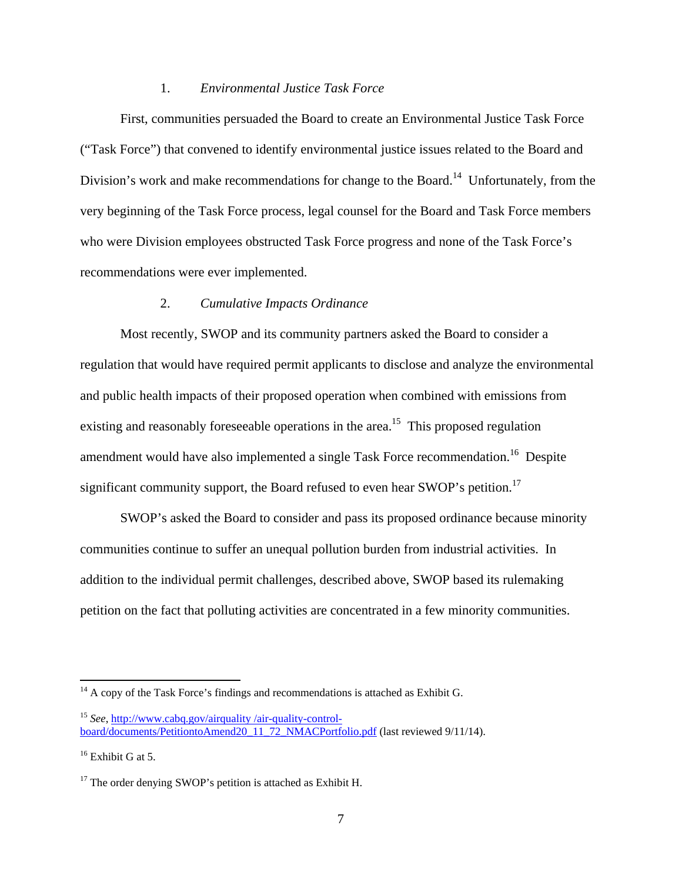### 1. *Environmental Justice Task Force*

First, communities persuaded the Board to create an Environmental Justice Task Force ("Task Force") that convened to identify environmental justice issues related to the Board and Division's work and make recommendations for change to the Board.[14] Unfortunately, from the very beginning of the Task Force process, legal counsel for the Board and Task Force members who were Division employees obstructed Task Force progress and none of the Task Force's recommendations were ever implemented.

### 2. *Cumulative Impacts Ordinance*

Most recently, SWOP and its community partners asked the Board to consider a regulation that would have required permit applicants to disclose and analyze the environmental and public health impacts of their proposed operation when combined with emissions from existing and reasonably foreseeable operations in the area.[15] This proposed regulation amendment would have also implemented a single Task Force recommendation.[16] Despite significant community support, the Board refused to even hear SWOP's petition.[17]

SWOP's asked the Board to consider and pass its proposed ordinance because minority communities continue to suffer an unequal pollution burden from industrial activities. In addition to the individual permit challenges, described above, SWOP based its rulemaking petition on the fact that polluting activities are concentrated in a few minority communities.

---

[14] A copy of the Task Force's findings and recommendations is attached as Exhibit G.

[15] *See*, http://www.cabq.gov/airquality /air-quality-control-board/documents/PetitiontoAmend20_11_72_NMACPortfolio.pdf (last reviewed 9/11/14).

[16] Exhibit G at 5.

[17] The order denying SWOP's petition is attached as Exhibit H.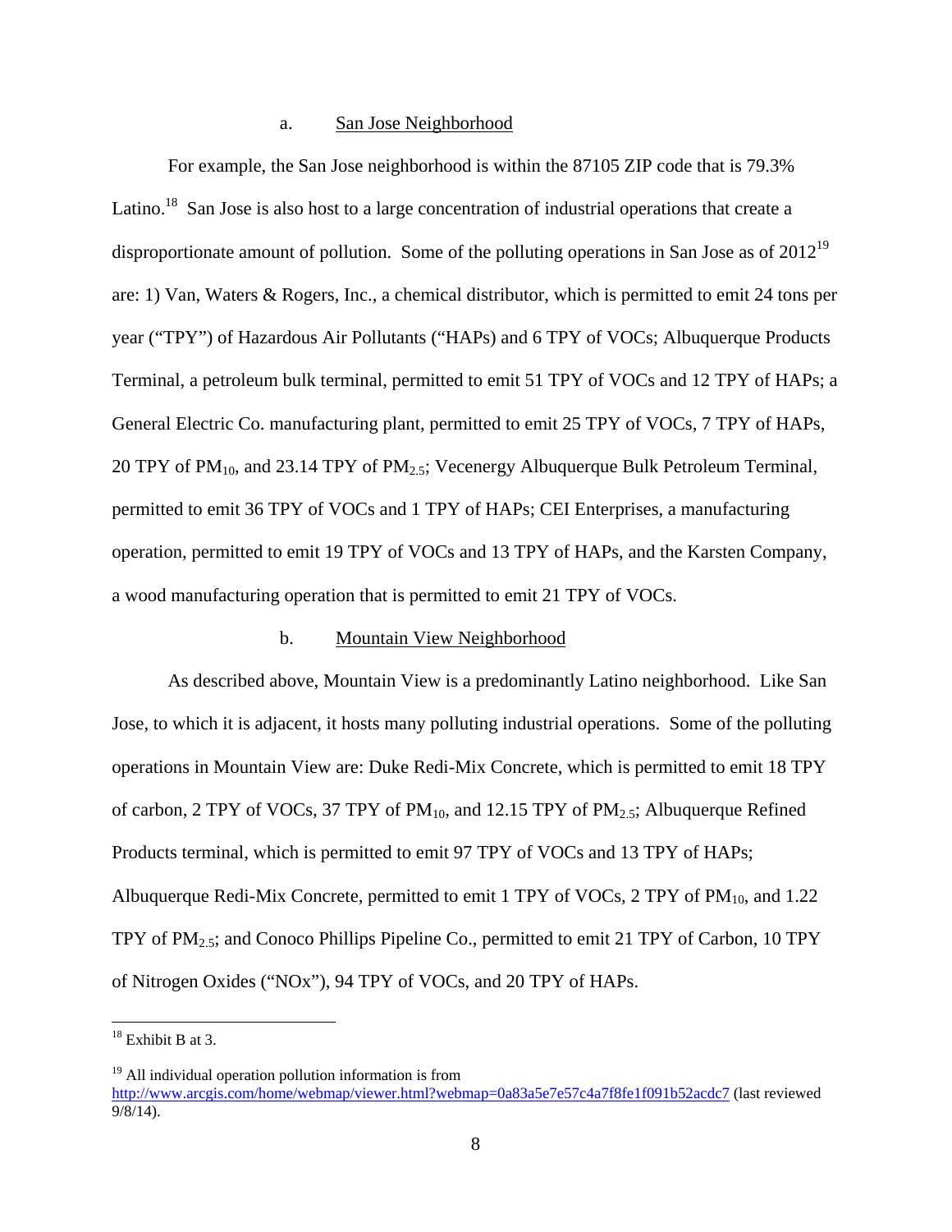a. San Jose Neighborhood

For example, the San Jose neighborhood is within the 87105 ZIP code that is 79.3% Latino.[18] San Jose is also host to a large concentration of industrial operations that create a disproportionate amount of pollution. Some of the polluting operations in San Jose as of 2012[19] are: 1) Van, Waters & Rogers, Inc., a chemical distributor, which is permitted to emit 24 tons per year ("TPY") of Hazardous Air Pollutants ("HAPs) and 6 TPY of VOCs; Albuquerque Products Terminal, a petroleum bulk terminal, permitted to emit 51 TPY of VOCs and 12 TPY of HAPs; a General Electric Co. manufacturing plant, permitted to emit 25 TPY of VOCs, 7 TPY of HAPs, 20 TPY of $PM_{10}$, and 23.14 TPY of $PM_{2.5}$; Vecenergy Albuquerque Bulk Petroleum Terminal, permitted to emit 36 TPY of VOCs and 1 TPY of HAPs; CEI Enterprises, a manufacturing operation, permitted to emit 19 TPY of VOCs and 13 TPY of HAPs, and the Karsten Company, a wood manufacturing operation that is permitted to emit 21 TPY of VOCs.

b. Mountain View Neighborhood

As described above, Mountain View is a predominantly Latino neighborhood. Like San Jose, to which it is adjacent, it hosts many polluting industrial operations. Some of the polluting operations in Mountain View are: Duke Redi-Mix Concrete, which is permitted to emit 18 TPY of carbon, 2 TPY of VOCs, 37 TPY of $PM_{10}$, and 12.15 TPY of $PM_{2.5}$; Albuquerque Refined Products terminal, which is permitted to emit 97 TPY of VOCs and 13 TPY of HAPs; Albuquerque Redi-Mix Concrete, permitted to emit 1 TPY of VOCs, 2 TPY of $PM_{10}$, and 1.22 TPY of $PM_{2.5}$; and Conoco Phillips Pipeline Co., permitted to emit 21 TPY of Carbon, 10 TPY of Nitrogen Oxides ("NOx"), 94 TPY of VOCs, and 20 TPY of HAPs.

---

[18] Exhibit B at 3.

[19] All individual operation pollution information is from http://www.arcgis.com/home/webmap/viewer.html?webmap=0a83a5e7e57c4a7f8fe1f091b52acdc7 (last reviewed 9/8/14).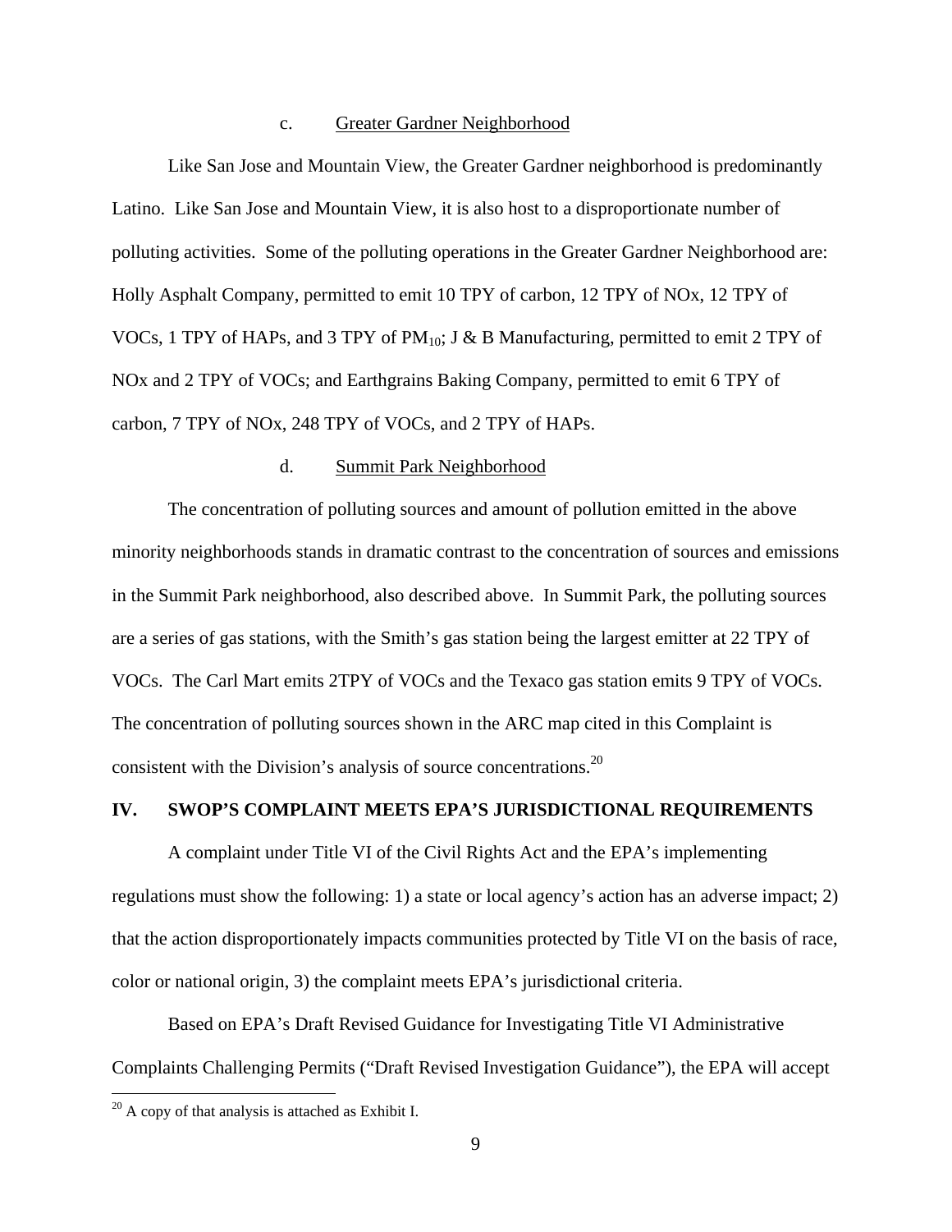c. Greater Gardner Neighborhood

Like San Jose and Mountain View, the Greater Gardner neighborhood is predominantly Latino. Like San Jose and Mountain View, it is also host to a disproportionate number of polluting activities. Some of the polluting operations in the Greater Gardner Neighborhood are: Holly Asphalt Company, permitted to emit 10 TPY of carbon, 12 TPY of NOx, 12 TPY of VOCs, 1 TPY of HAPs, and 3 TPY of $PM_{10}$; J & B Manufacturing, permitted to emit 2 TPY of NOx and 2 TPY of VOCs; and Earthgrains Baking Company, permitted to emit 6 TPY of carbon, 7 TPY of NOx, 248 TPY of VOCs, and 2 TPY of HAPs.

d. Summit Park Neighborhood

The concentration of polluting sources and amount of pollution emitted in the above minority neighborhoods stands in dramatic contrast to the concentration of sources and emissions in the Summit Park neighborhood, also described above. In Summit Park, the polluting sources are a series of gas stations, with the Smith's gas station being the largest emitter at 22 TPY of VOCs. The Carl Mart emits 2TPY of VOCs and the Texaco gas station emits 9 TPY of VOCs. The concentration of polluting sources shown in the ARC map cited in this Complaint is consistent with the Division's analysis of source concentrations.[20]

## IV. SWOP'S COMPLAINT MEETS EPA'S JURISDICTIONAL REQUIREMENTS

A complaint under Title VI of the Civil Rights Act and the EPA's implementing regulations must show the following: 1) a state or local agency's action has an adverse impact; 2) that the action disproportionately impacts communities protected by Title VI on the basis of race, color or national origin, 3) the complaint meets EPA's jurisdictional criteria.

Based on EPA's Draft Revised Guidance for Investigating Title VI Administrative Complaints Challenging Permits ("Draft Revised Investigation Guidance"), the EPA will accept

[20] A copy of that analysis is attached as Exhibit I.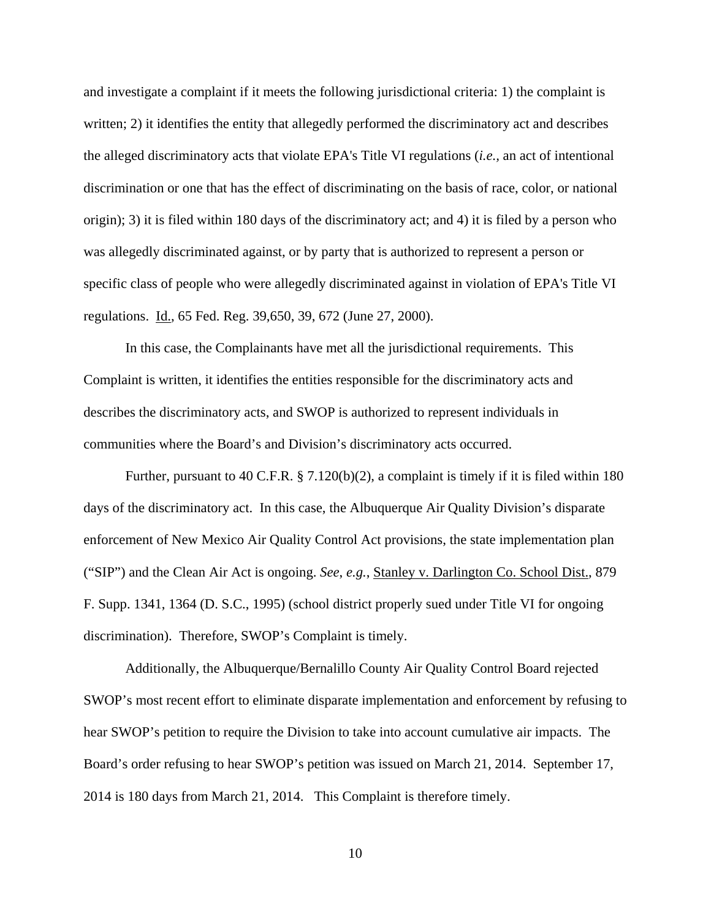and investigate a complaint if it meets the following jurisdictional criteria: 1) the complaint is written; 2) it identifies the entity that allegedly performed the discriminatory act and describes the alleged discriminatory acts that violate EPA's Title VI regulations (*i.e.,* an act of intentional discrimination or one that has the effect of discriminating on the basis of race, color, or national origin); 3) it is filed within 180 days of the discriminatory act; and 4) it is filed by a person who was allegedly discriminated against, or by party that is authorized to represent a person or specific class of people who were allegedly discriminated against in violation of EPA's Title VI regulations. Id., 65 Fed. Reg. 39,650, 39, 672 (June 27, 2000).

In this case, the Complainants have met all the jurisdictional requirements. This Complaint is written, it identifies the entities responsible for the discriminatory acts and describes the discriminatory acts, and SWOP is authorized to represent individuals in communities where the Board's and Division's discriminatory acts occurred.

Further, pursuant to 40 C.F.R. § 7.120(b)(2), a complaint is timely if it is filed within 180 days of the discriminatory act. In this case, the Albuquerque Air Quality Division's disparate enforcement of New Mexico Air Quality Control Act provisions, the state implementation plan ("SIP") and the Clean Air Act is ongoing. *See, e.g.,* Stanley v. Darlington Co. School Dist., 879 F. Supp. 1341, 1364 (D. S.C., 1995) (school district properly sued under Title VI for ongoing discrimination). Therefore, SWOP's Complaint is timely.

Additionally, the Albuquerque/Bernalillo County Air Quality Control Board rejected SWOP's most recent effort to eliminate disparate implementation and enforcement by refusing to hear SWOP's petition to require the Division to take into account cumulative air impacts. The Board's order refusing to hear SWOP's petition was issued on March 21, 2014. September 17, 2014 is 180 days from March 21, 2014. This Complaint is therefore timely.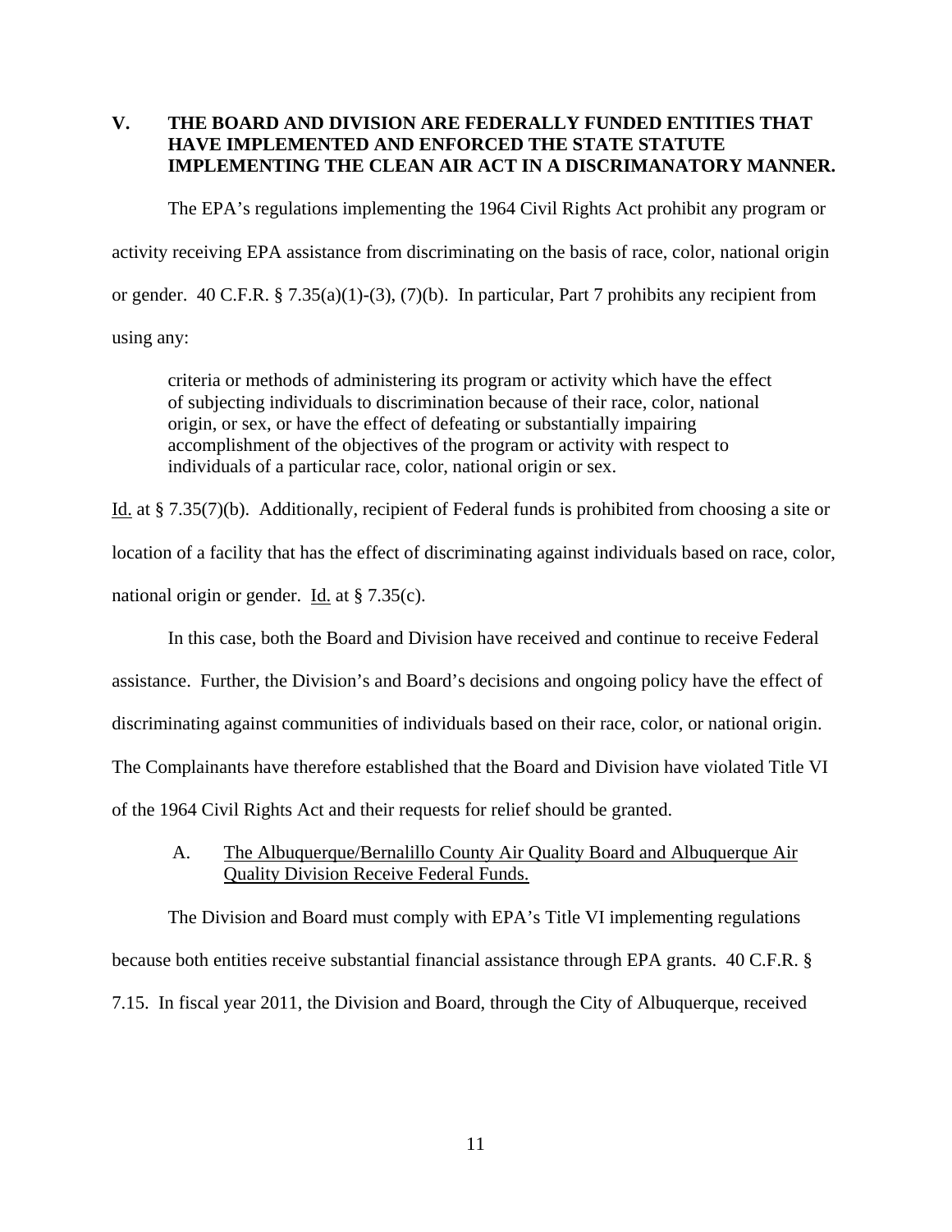## V. THE BOARD AND DIVISION ARE FEDERALLY FUNDED ENTITIES THAT HAVE IMPLEMENTED AND ENFORCED THE STATE STATUTE IMPLEMENTING THE CLEAN AIR ACT IN A DISCRIMANATORY MANNER.

The EPA's regulations implementing the 1964 Civil Rights Act prohibit any program or activity receiving EPA assistance from discriminating on the basis of race, color, national origin or gender. 40 C.F.R. § 7.35(a)(1)-(3), (7)(b). In particular, Part 7 prohibits any recipient from using any:

> criteria or methods of administering its program or activity which have the effect of subjecting individuals to discrimination because of their race, color, national origin, or sex, or have the effect of defeating or substantially impairing accomplishment of the objectives of the program or activity with respect to individuals of a particular race, color, national origin or sex.

Id. at § 7.35(7)(b). Additionally, recipient of Federal funds is prohibited from choosing a site or location of a facility that has the effect of discriminating against individuals based on race, color, national origin or gender. Id. at § 7.35(c).

In this case, both the Board and Division have received and continue to receive Federal assistance. Further, the Division's and Board's decisions and ongoing policy have the effect of discriminating against communities of individuals based on their race, color, or national origin. The Complainants have therefore established that the Board and Division have violated Title VI of the 1964 Civil Rights Act and their requests for relief should be granted.

### A. The Albuquerque/Bernalillo County Air Quality Board and Albuquerque Air Quality Division Receive Federal Funds.

The Division and Board must comply with EPA's Title VI implementing regulations because both entities receive substantial financial assistance through EPA grants. 40 C.F.R. § 7.15. In fiscal year 2011, the Division and Board, through the City of Albuquerque, received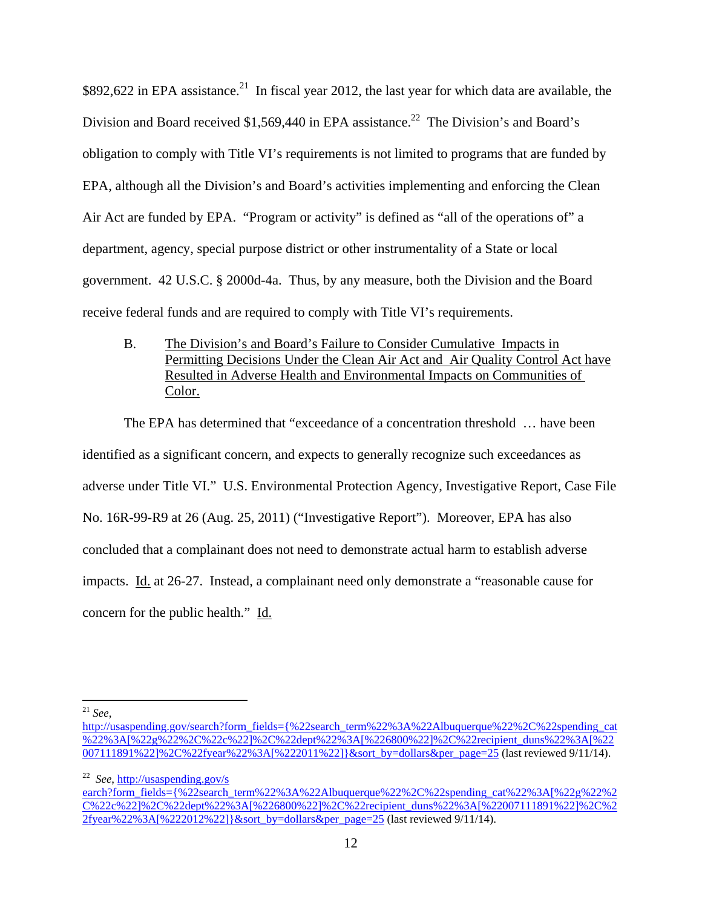$892,622 in EPA assistance.[21] In fiscal year 2012, the last year for which data are available, the Division and Board received $1,569,440 in EPA assistance.[22] The Division's and Board's obligation to comply with Title VI's requirements is not limited to programs that are funded by EPA, although all the Division's and Board's activities implementing and enforcing the Clean Air Act are funded by EPA. "Program or activity" is defined as "all of the operations of" a department, agency, special purpose district or other instrumentality of a State or local government. 42 U.S.C. § 2000d-4a. Thus, by any measure, both the Division and the Board receive federal funds and are required to comply with Title VI's requirements.

B. The Division's and Board's Failure to Consider Cumulative Impacts in Permitting Decisions Under the Clean Air Act and Air Quality Control Act have Resulted in Adverse Health and Environmental Impacts on Communities of Color.

The EPA has determined that "exceedance of a concentration threshold … have been identified as a significant concern, and expects to generally recognize such exceedances as adverse under Title VI." U.S. Environmental Protection Agency, Investigative Report, Case File No. 16R-99-R9 at 26 (Aug. 25, 2011) ("Investigative Report"). Moreover, EPA has also concluded that a complainant does not need to demonstrate actual harm to establish adverse impacts. Id. at 26-27. Instead, a complainant need only demonstrate a "reasonable cause for concern for the public health." Id.

---

[21] *See*, http://usaspending.gov/search?form_fields={%22search_term%22%3A%22Albuquerque%22%2C%22spending_cat%22%3A[%22g%22%2C%22c%22]%2C%22dept%22%3A[%226800%22]%2C%22recipient_duns%22%3A[%22007111891%22]%2C%22fyear%22%3A[%222011%22]}&sort_by=dollars&per_page=25 (last reviewed 9/11/14).

[22] *See*, http://usaspending.gov/search?form_fields={%22search_term%22%3A%22Albuquerque%22%2C%22spending_cat%22%3A[%22g%22%2C%22c%22]%2C%22dept%22%3A[%226800%22]%2C%22recipient_duns%22%3A[%22007111891%22]%2C%22fyear%22%3A[%222012%22]}&sort_by=dollars&per_page=25 (last reviewed 9/11/14).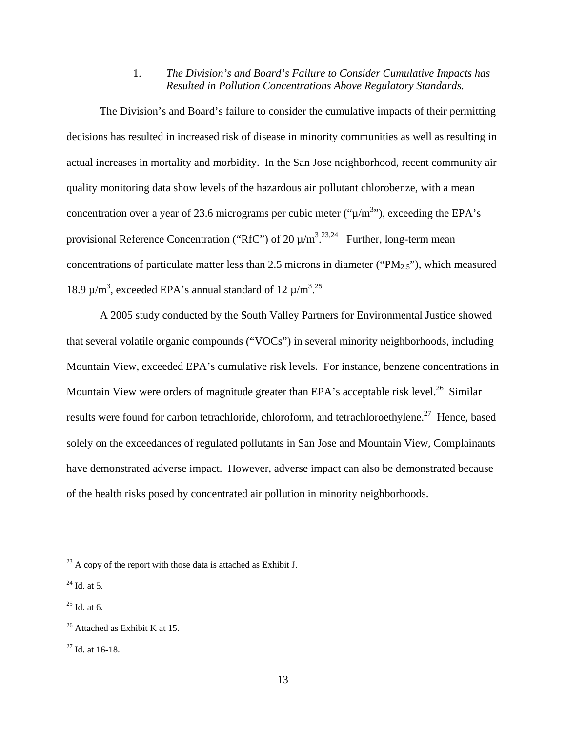1. *The Division's and Board's Failure to Consider Cumulative Impacts has Resulted in Pollution Concentrations Above Regulatory Standards.*

The Division's and Board's failure to consider the cumulative impacts of their permitting decisions has resulted in increased risk of disease in minority communities as well as resulting in actual increases in mortality and morbidity. In the San Jose neighborhood, recent community air quality monitoring data show levels of the hazardous air pollutant chlorobenze, with a mean concentration over a year of 23.6 micrograms per cubic meter ("$\mu/m^3$"), exceeding the EPA's provisional Reference Concentration ("RfC") of 20 $\mu/m^3$.[23,24] Further, long-term mean concentrations of particulate matter less than 2.5 microns in diameter ("$PM_{2.5}$"), which measured 18.9 $\mu/m^3$, exceeded EPA's annual standard of 12 $\mu/m^3$.[25]

A 2005 study conducted by the South Valley Partners for Environmental Justice showed that several volatile organic compounds ("VOCs") in several minority neighborhoods, including Mountain View, exceeded EPA's cumulative risk levels. For instance, benzene concentrations in Mountain View were orders of magnitude greater than EPA's acceptable risk level.[26] Similar results were found for carbon tetrachloride, chloroform, and tetrachloroethylene.[27] Hence, based solely on the exceedances of regulated pollutants in San Jose and Mountain View, Complainants have demonstrated adverse impact. However, adverse impact can also be demonstrated because of the health risks posed by concentrated air pollution in minority neighborhoods.

---

[23] A copy of the report with those data is attached as Exhibit J.

[24] Id. at 5.

[25] Id. at 6.

[26] Attached as Exhibit K at 15.

[27] Id. at 16-18.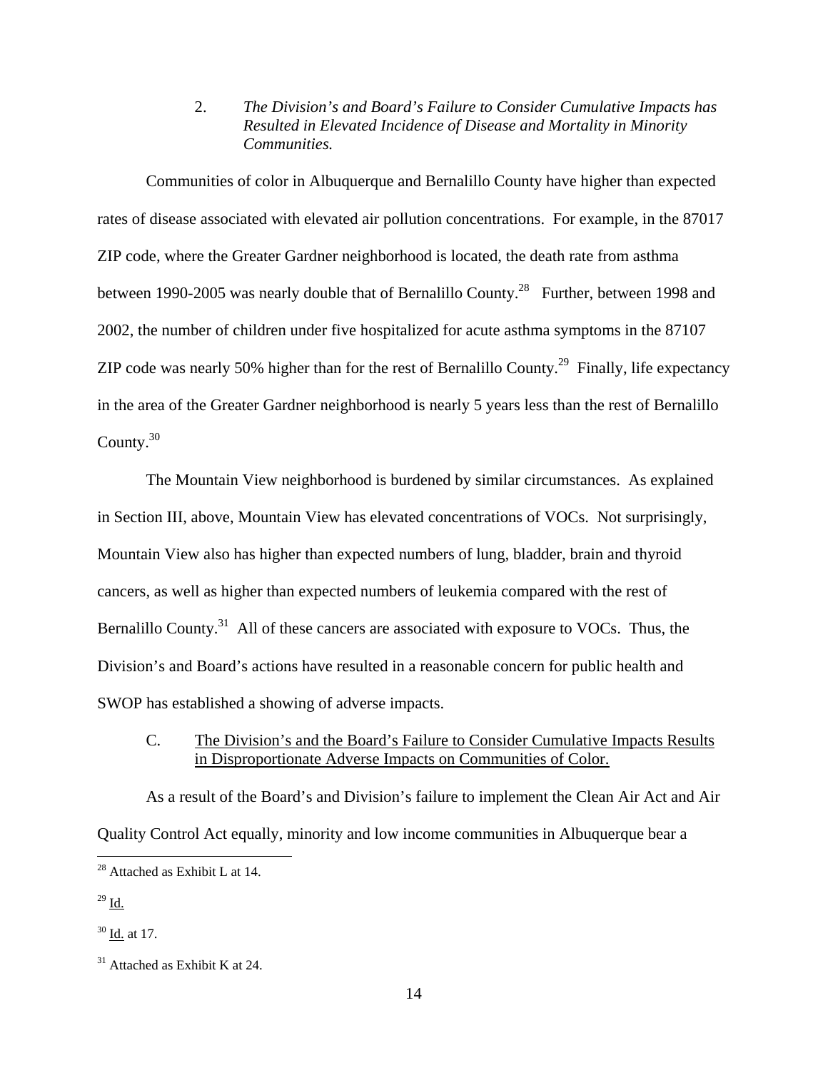2. *The Division's and Board's Failure to Consider Cumulative Impacts has Resulted in Elevated Incidence of Disease and Mortality in Minority Communities.*

Communities of color in Albuquerque and Bernalillo County have higher than expected rates of disease associated with elevated air pollution concentrations. For example, in the 87017 ZIP code, where the Greater Gardner neighborhood is located, the death rate from asthma between 1990-2005 was nearly double that of Bernalillo County.[28] Further, between 1998 and 2002, the number of children under five hospitalized for acute asthma symptoms in the 87107 ZIP code was nearly 50% higher than for the rest of Bernalillo County.[29] Finally, life expectancy in the area of the Greater Gardner neighborhood is nearly 5 years less than the rest of Bernalillo County.[30]

The Mountain View neighborhood is burdened by similar circumstances. As explained in Section III, above, Mountain View has elevated concentrations of VOCs. Not surprisingly, Mountain View also has higher than expected numbers of lung, bladder, brain and thyroid cancers, as well as higher than expected numbers of leukemia compared with the rest of Bernalillo County.[31] All of these cancers are associated with exposure to VOCs. Thus, the Division's and Board's actions have resulted in a reasonable concern for public health and SWOP has established a showing of adverse impacts.

C. <u>The Division's and the Board's Failure to Consider Cumulative Impacts Results in Disproportionate Adverse Impacts on Communities of Color.</u>

As a result of the Board's and Division's failure to implement the Clean Air Act and Air Quality Control Act equally, minority and low income communities in Albuquerque bear a

---

[28] Attached as Exhibit L at 14.

[29] <u>Id.</u>

[30] <u>Id.</u> at 17.

[31] Attached as Exhibit K at 24.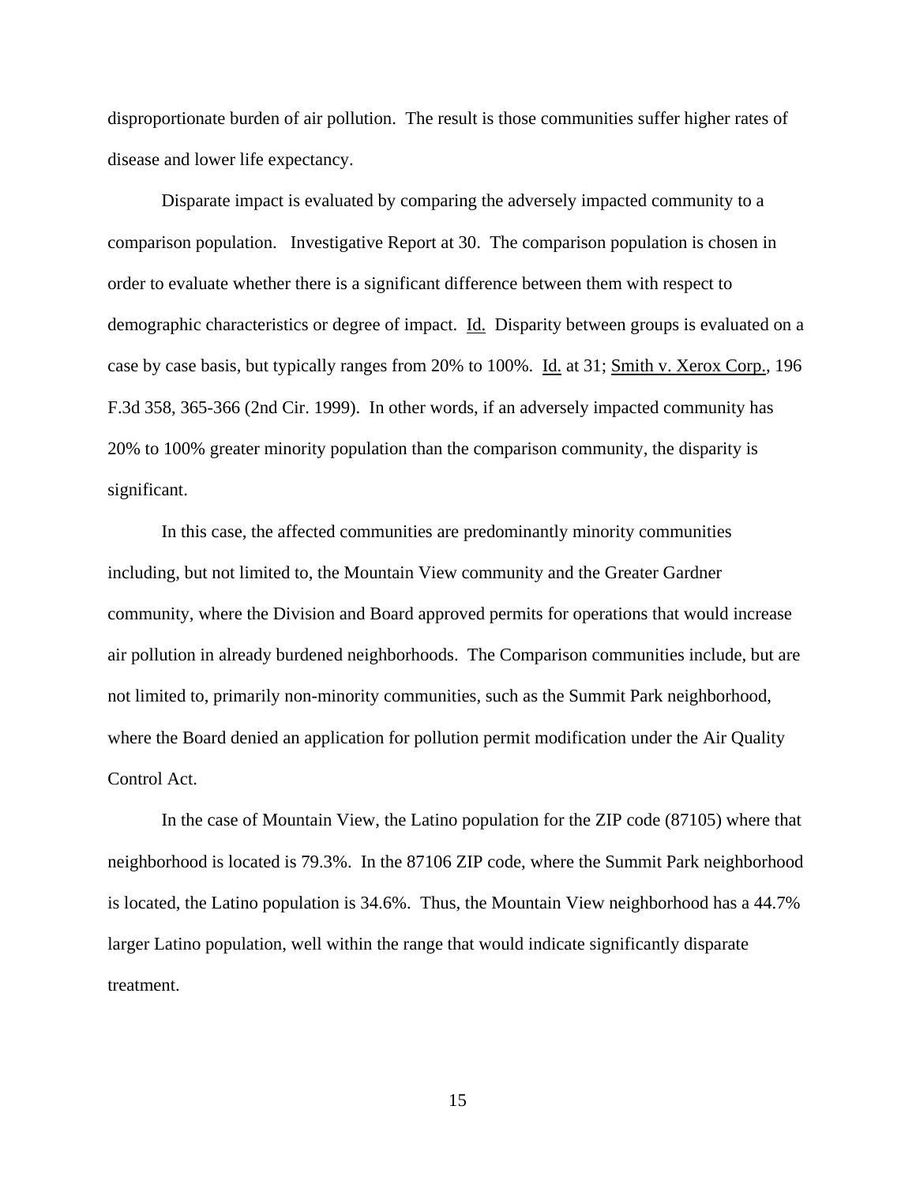disproportionate burden of air pollution. The result is those communities suffer higher rates of disease and lower life expectancy.

Disparate impact is evaluated by comparing the adversely impacted community to a comparison population. Investigative Report at 30. The comparison population is chosen in order to evaluate whether there is a significant difference between them with respect to demographic characteristics or degree of impact. Id. Disparity between groups is evaluated on a case by case basis, but typically ranges from 20% to 100%. Id. at 31; Smith v. Xerox Corp., 196 F.3d 358, 365-366 (2nd Cir. 1999). In other words, if an adversely impacted community has 20% to 100% greater minority population than the comparison community, the disparity is significant.

In this case, the affected communities are predominantly minority communities including, but not limited to, the Mountain View community and the Greater Gardner community, where the Division and Board approved permits for operations that would increase air pollution in already burdened neighborhoods. The Comparison communities include, but are not limited to, primarily non-minority communities, such as the Summit Park neighborhood, where the Board denied an application for pollution permit modification under the Air Quality Control Act.

In the case of Mountain View, the Latino population for the ZIP code (87105) where that neighborhood is located is 79.3%. In the 87106 ZIP code, where the Summit Park neighborhood is located, the Latino population is 34.6%. Thus, the Mountain View neighborhood has a 44.7% larger Latino population, well within the range that would indicate significantly disparate treatment.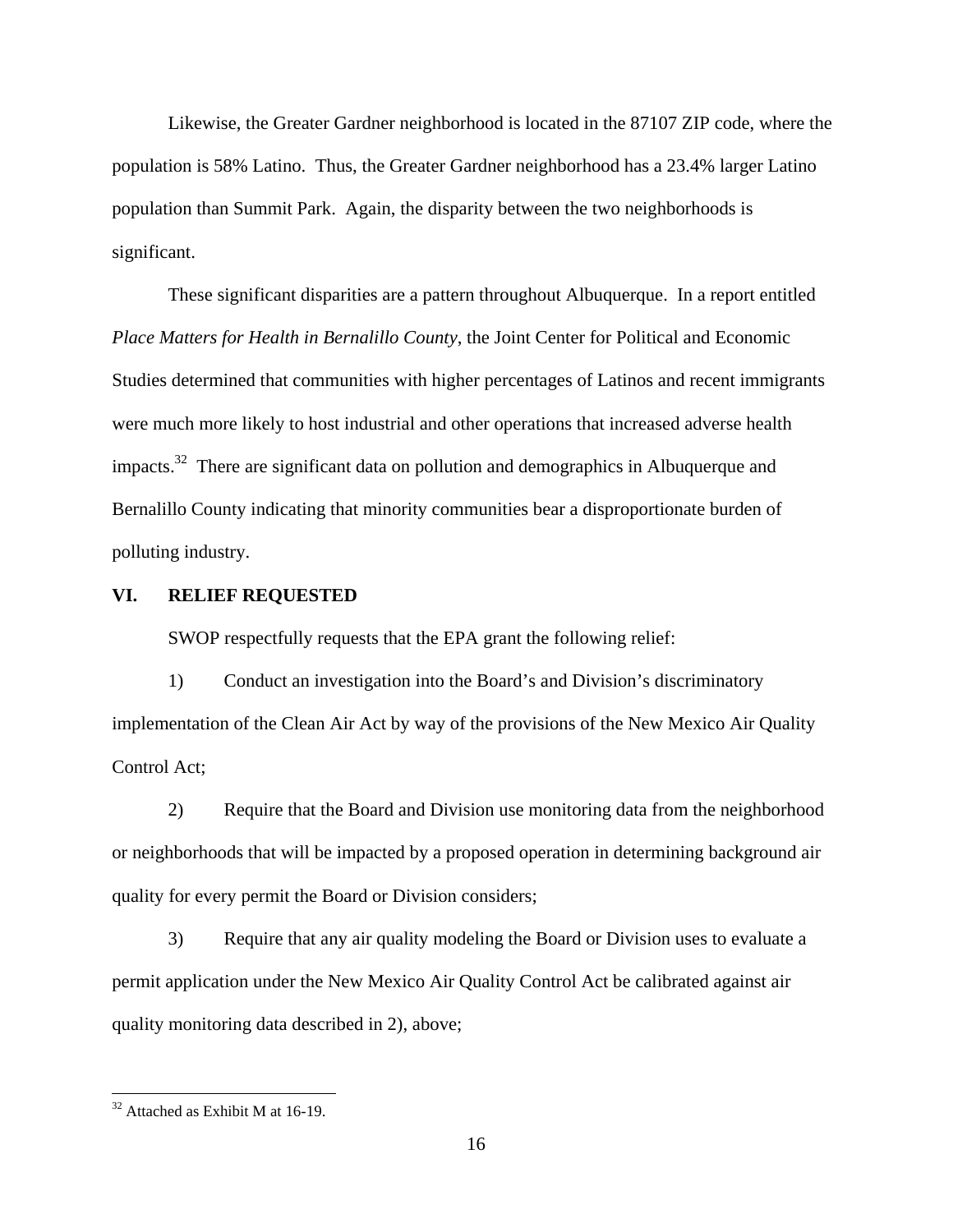Likewise, the Greater Gardner neighborhood is located in the 87107 ZIP code, where the population is 58% Latino. Thus, the Greater Gardner neighborhood has a 23.4% larger Latino population than Summit Park. Again, the disparity between the two neighborhoods is significant.

These significant disparities are a pattern throughout Albuquerque. In a report entitled *Place Matters for Health in Bernalillo County*, the Joint Center for Political and Economic Studies determined that communities with higher percentages of Latinos and recent immigrants were much more likely to host industrial and other operations that increased adverse health impacts.[32] There are significant data on pollution and demographics in Albuquerque and Bernalillo County indicating that minority communities bear a disproportionate burden of polluting industry.

## VI. RELIEF REQUESTED

SWOP respectfully requests that the EPA grant the following relief:

1) Conduct an investigation into the Board's and Division's discriminatory implementation of the Clean Air Act by way of the provisions of the New Mexico Air Quality Control Act;

2) Require that the Board and Division use monitoring data from the neighborhood or neighborhoods that will be impacted by a proposed operation in determining background air quality for every permit the Board or Division considers;

3) Require that any air quality modeling the Board or Division uses to evaluate a permit application under the New Mexico Air Quality Control Act be calibrated against air quality monitoring data described in 2), above;

---

[32] Attached as Exhibit M at 16-19.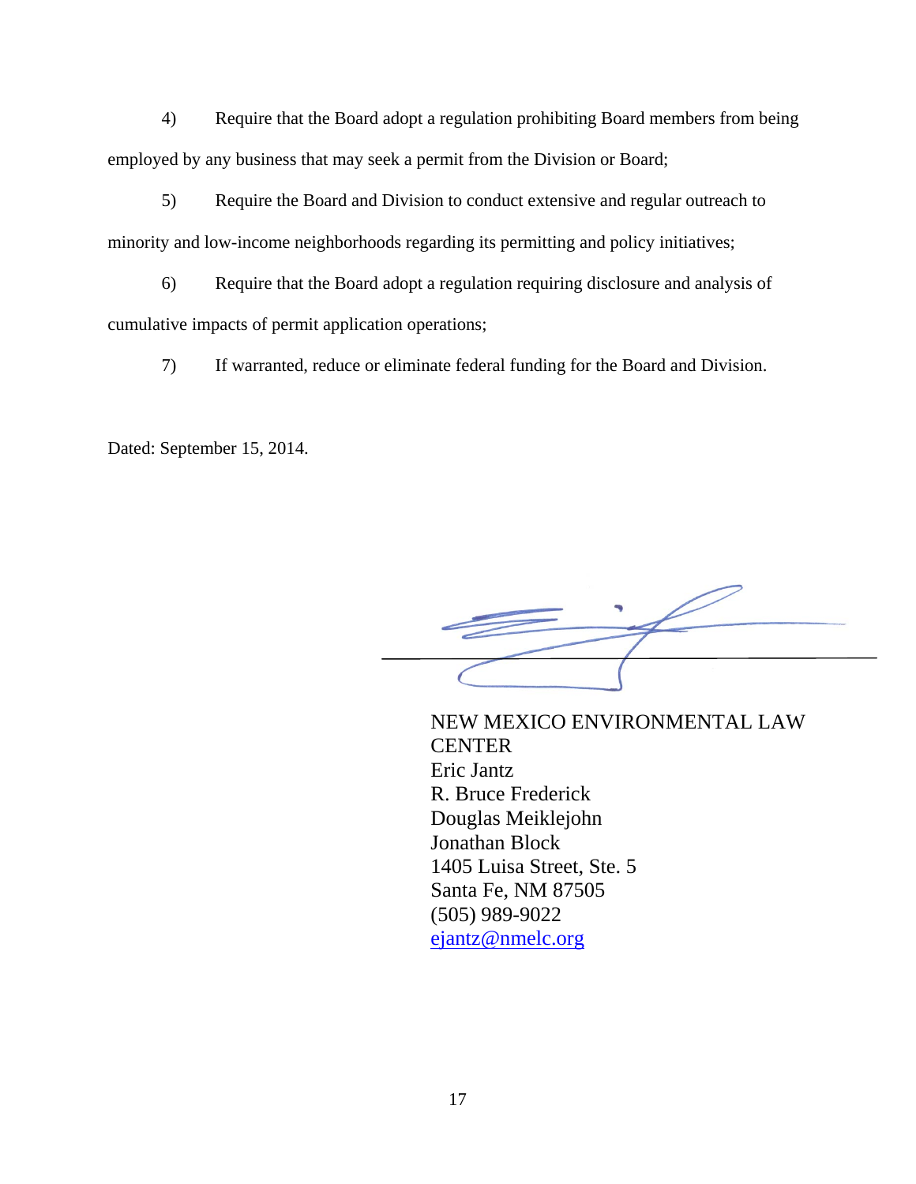4) Require that the Board adopt a regulation prohibiting Board members from being employed by any business that may seek a permit from the Division or Board;

5) Require the Board and Division to conduct extensive and regular outreach to minority and low-income neighborhoods regarding its permitting and policy initiatives;

6) Require that the Board adopt a regulation requiring disclosure and analysis of cumulative impacts of permit application operations;

7) If warranted, reduce or eliminate federal funding for the Board and Division.

Dated: September 15, 2014.

NEW MEXICO ENVIRONMENTAL LAW CENTER
Eric Jantz
R. Bruce Frederick
Douglas Meiklejohn
Jonathan Block
1405 Luisa Street, Ste. 5
Santa Fe, NM 87505
(505) 989-9022
ejantz@nmelc.org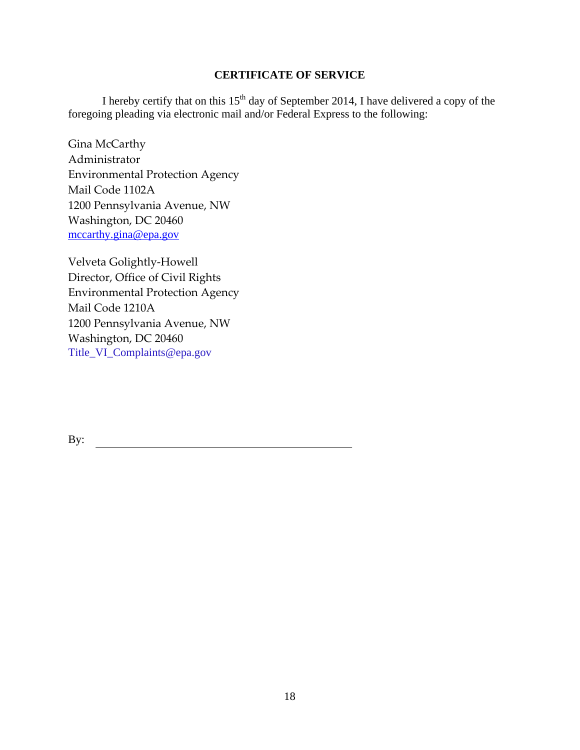**CERTIFICATE OF SERVICE**

I hereby certify that on this 15th day of September 2014, I have delivered a copy of the foregoing pleading via electronic mail and/or Federal Express to the following:

Gina McCarthy
Administrator
Environmental Protection Agency
Mail Code 1102A
1200 Pennsylvania Avenue, NW
Washington, DC 20460
mccarthy.gina@epa.gov

Velveta Golightly-Howell
Director, Office of Civil Rights
Environmental Protection Agency
Mail Code 1210A
1200 Pennsylvania Avenue, NW
Washington, DC 20460
Title_VI_Complaints@epa.gov

By: ______________________________________